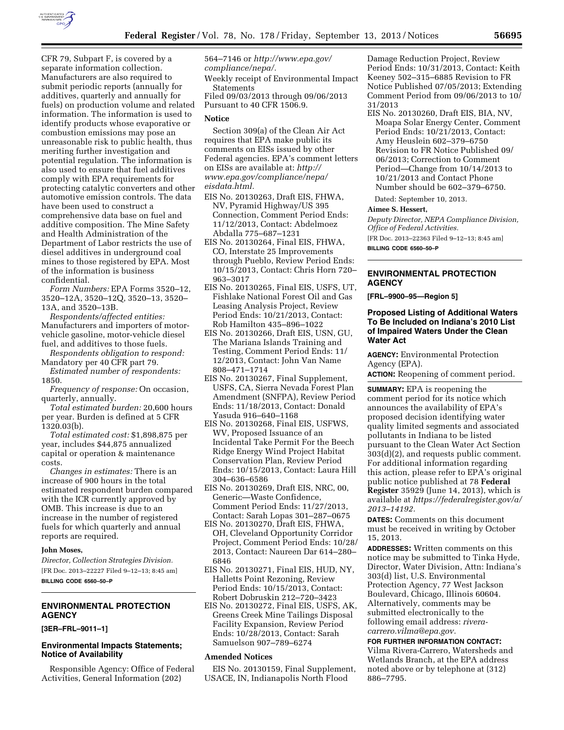CFR 79, Subpart F, is covered by a separate information collection. Manufacturers are also required to submit periodic reports (annually for additives, quarterly and annually for fuels) on production volume and related information. The information is used to identify products whose evaporative or combustion emissions may pose an unreasonable risk to public health, thus meriting further investigation and potential regulation. The information is also used to ensure that fuel additives comply with EPA requirements for protecting catalytic converters and other automotive emission controls. The data have been used to construct a comprehensive data base on fuel and additive composition. The Mine Safety and Health Administration of the Department of Labor restricts the use of diesel additives in underground coal mines to those registered by EPA. Most of the information is business confidential.

*Form Numbers:* EPA Forms 3520–12, 3520–12A, 3520–12Q, 3520–13, 3520–13A, and 3520–13B.

*Respondents/affected entities:* Manufacturers and importers of motor-vehicle gasoline, motor-vehicle diesel fuel, and additives to those fuels.

*Respondents obligation to respond:* Mandatory per 40 CFR part 79.

*Estimated number of respondents:* 1850.

*Frequency of response:* On occasion, quarterly, annually.

*Total estimated burden:* 20,600 hours per year. Burden is defined at 5 CFR 1320.03(b).

*Total estimated cost:* $1,898,875 per year, includes $44,875 annualized capital or operation & maintenance costs.

*Changes in estimates:* There is an increase of 900 hours in the total estimated respondent burden compared with the ICR currently approved by OMB. This increase is due to an increase in the number of registered fuels for which quarterly and annual reports are required.

**John Moses,**

*Director, Collection Strategies Division.*

[FR Doc. 2013–22227 Filed 9–12–13; 8:45 am]

**BILLING CODE 6560–50–P**

---

## ENVIRONMENTAL PROTECTION AGENCY

**[3ER–FRL–9011–1]**

### Environmental Impacts Statements; Notice of Availability

Responsible Agency: Office of Federal Activities, General Information (202) 564–7146 or *http://www.epa.gov/compliance/nepa/.*

Weekly receipt of Environmental Impact Statements

Filed 09/03/2013 through 09/06/2013 Pursuant to 40 CFR 1506.9.

#### Notice

Section 309(a) of the Clean Air Act requires that EPA make public its comments on EISs issued by other Federal agencies. EPA's comment letters on EISs are available at: *http://www.epa.gov/compliance/nepa/eisdata.html.*

EIS No. 20130263, Draft EIS, FHWA, NV, Pyramid Highway/US 395 Connection, Comment Period Ends: 11/12/2013, Contact: Abdelmoez Abdalla 775–687–1231

EIS No. 20130264, Final EIS, FHWA, CO, Interstate 25 Improvements through Pueblo, Review Period Ends: 10/15/2013, Contact: Chris Horn 720–963–3017

EIS No. 20130265, Final EIS, USFS, UT, Fishlake National Forest Oil and Gas Leasing Analysis Project, Review Period Ends: 10/21/2013, Contact: Rob Hamilton 435–896–1022

EIS No. 20130266, Draft EIS, USN, GU, The Mariana Islands Training and Testing, Comment Period Ends: 11/12/2013, Contact: John Van Name 808–471–1714

EIS No. 20130267, Final Supplement, USFS, CA, Sierra Nevada Forest Plan Amendment (SNFPA), Review Period Ends: 11/18/2013, Contact: Donald Yasuda 916–640–1168

EIS No. 20130268, Final EIS, USFWS, WV, Proposed Issuance of an Incidental Take Permit For the Beech Ridge Energy Wind Project Habitat Conservation Plan, Review Period Ends: 10/15/2013, Contact: Laura Hill 304–636–6586

EIS No. 20130269, Draft EIS, NRC, 00, Generic—Waste Confidence, Comment Period Ends: 11/27/2013, Contact: Sarah Lopas 301–287–0675

EIS No. 20130270, Draft EIS, FHWA, OH, Cleveland Opportunity Corridor Project, Comment Period Ends: 10/28/2013, Contact: Naureen Dar 614–280–6846

EIS No. 20130271, Final EIS, HUD, NY, Halletts Point Rezoning, Review Period Ends: 10/15/2013, Contact: Robert Dobruskin 212–720–3423

EIS No. 20130272, Final EIS, USFS, AK, Greens Creek Mine Tailings Disposal Facility Expansion, Review Period Ends: 10/28/2013, Contact: Sarah Samuelson 907–789–6274

#### Amended Notices

EIS No. 20130159, Final Supplement, USACE, IN, Indianapolis North Flood Damage Reduction Project, Review Period Ends: 10/31/2013, Contact: Keith Keeney 502–315–6885 Revision to FR Notice Published 07/05/2013; Extending Comment Period from 09/06/2013 to 10/31/2013

EIS No. 20130260, Draft EIS, BIA, NV, Moapa Solar Energy Center, Comment Period Ends: 10/21/2013, Contact: Amy Heuslein 602–379–6750 Revision to FR Notice Published 09/06/2013; Correction to Comment Period—Change from 10/14/2013 to 10/21/2013 and Contact Phone Number should be 602–379–6750.

Dated: September 10, 2013.

**Aimee S. Hessert,**

*Deputy Director, NEPA Compliance Division, Office of Federal Activities.*

[FR Doc. 2013–22363 Filed 9–12–13; 8:45 am]

**BILLING CODE 6560–50–P**

---

## ENVIRONMENTAL PROTECTION AGENCY

**[FRL–9900–95—Region 5]**

### Proposed Listing of Additional Waters To Be Included on Indiana's 2010 List of Impaired Waters Under the Clean Water Act

**AGENCY:** Environmental Protection Agency (EPA).

**ACTION:** Reopening of comment period.

**SUMMARY:** EPA is reopening the comment period for its notice which announces the availability of EPA's proposed decision identifying water quality limited segments and associated pollutants in Indiana to be listed pursuant to the Clean Water Act Section 303(d)(2), and requests public comment. For additional information regarding this action, please refer to EPA's original public notice published at 78 **Federal Register** 35929 (June 14, 2013), which is available at *https://federalregister.gov/a/2013–14192.*

**DATES:** Comments on this document must be received in writing by October 15, 2013.

**ADDRESSES:** Written comments on this notice may be submitted to Tinka Hyde, Director, Water Division, Attn: Indiana's 303(d) list, U.S. Environmental Protection Agency, 77 West Jackson Boulevard, Chicago, Illinois 60604. Alternatively, comments may be submitted electronically to the following email address: *rivera-carrero.vilma@epa.gov.*

**FOR FURTHER INFORMATION CONTACT:** Vilma Rivera-Carrero, Watersheds and Wetlands Branch, at the EPA address noted above or by telephone at (312) 886–7795.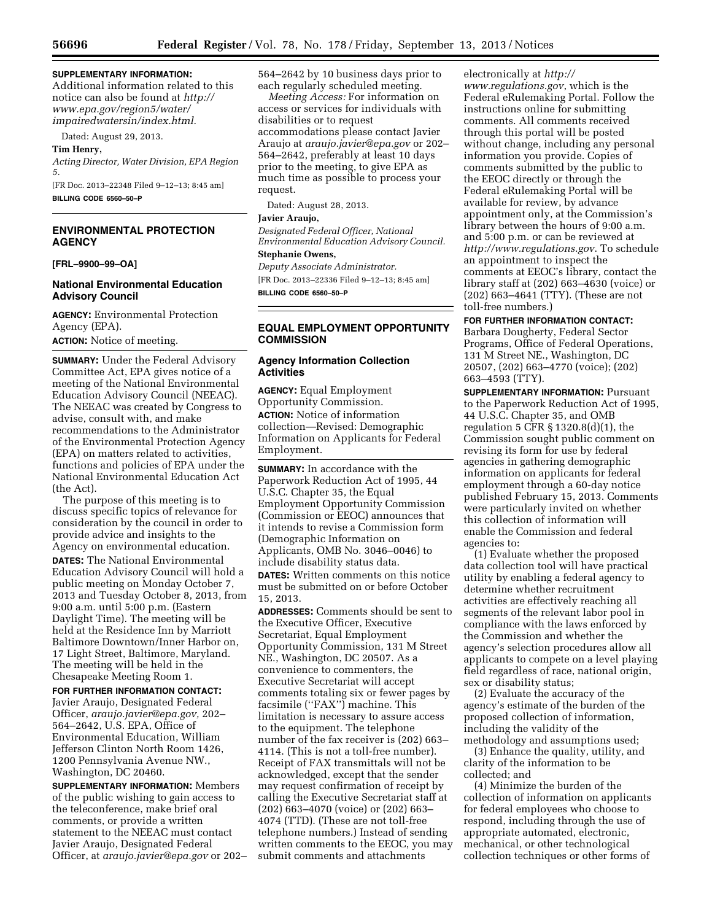**SUPPLEMENTARY INFORMATION:** Additional information related to this notice can also be found at *http://www.epa.gov/region5/water/impairedwatersin/index.html.*

Dated: August 29, 2013.

**Tim Henry,**

*Acting Director, Water Division, EPA Region 5.*

[FR Doc. 2013–22348 Filed 9–12–13; 8:45 am]

**BILLING CODE 6560–50–P**

## ENVIRONMENTAL PROTECTION AGENCY

**[FRL–9900–99–OA]**

### National Environmental Education Advisory Council

**AGENCY:** Environmental Protection Agency (EPA).

**ACTION:** Notice of meeting.

**SUMMARY:** Under the Federal Advisory Committee Act, EPA gives notice of a meeting of the National Environmental Education Advisory Council (NEEAC). The NEEAC was created by Congress to advise, consult with, and make recommendations to the Administrator of the Environmental Protection Agency (EPA) on matters related to activities, functions and policies of EPA under the National Environmental Education Act (the Act).

The purpose of this meeting is to discuss specific topics of relevance for consideration by the council in order to provide advice and insights to the Agency on environmental education.

**DATES:** The National Environmental Education Advisory Council will hold a public meeting on Monday October 7, 2013 and Tuesday October 8, 2013, from 9:00 a.m. until 5:00 p.m. (Eastern Daylight Time). The meeting will be held at the Residence Inn by Marriott Baltimore Downtown/Inner Harbor on, 17 Light Street, Baltimore, Maryland. The meeting will be held in the Chesapeake Meeting Room 1.

**FOR FURTHER INFORMATION CONTACT:** Javier Araujo, Designated Federal Officer, *araujo.javier@epa.gov,* 202–564–2642, U.S. EPA, Office of Environmental Education, William Jefferson Clinton North Room 1426, 1200 Pennsylvania Avenue NW., Washington, DC 20460.

**SUPPLEMENTARY INFORMATION:** Members of the public wishing to gain access to the teleconference, make brief oral comments, or provide a written statement to the NEEAC must contact Javier Araujo, Designated Federal Officer, at *araujo.javier@epa.gov* or 202–564–2642 by 10 business days prior to each regularly scheduled meeting.

*Meeting Access:* For information on access or services for individuals with disabilities or to request accommodations please contact Javier Araujo at *araujo.javier@epa.gov* or 202–564–2642, preferably at least 10 days prior to the meeting, to give EPA as much time as possible to process your request.

Dated: August 28, 2013.

**Javier Araujo,**

*Designated Federal Officer, National Environmental Education Advisory Council.*

**Stephanie Owens,**

*Deputy Associate Administrator.*

[FR Doc. 2013–22336 Filed 9–12–13; 8:45 am]

**BILLING CODE 6560–50–P**

## EQUAL EMPLOYMENT OPPORTUNITY COMMISSION

### Agency Information Collection Activities

**AGENCY:** Equal Employment Opportunity Commission.

**ACTION:** Notice of information collection—Revised: Demographic Information on Applicants for Federal Employment.

**SUMMARY:** In accordance with the Paperwork Reduction Act of 1995, 44 U.S.C. Chapter 35, the Equal Employment Opportunity Commission (Commission or EEOC) announces that it intends to revise a Commission form (Demographic Information on Applicants, OMB No. 3046–0046) to include disability status data.

**DATES:** Written comments on this notice must be submitted on or before October 15, 2013.

**ADDRESSES:** Comments should be sent to the Executive Officer, Executive Secretariat, Equal Employment Opportunity Commission, 131 M Street NE., Washington, DC 20507. As a convenience to commenters, the Executive Secretariat will accept comments totaling six or fewer pages by facsimile (''FAX'') machine. This limitation is necessary to assure access to the equipment. The telephone number of the fax receiver is (202) 663–4114. (This is not a toll-free number). Receipt of FAX transmittals will not be acknowledged, except that the sender may request confirmation of receipt by calling the Executive Secretariat staff at (202) 663–4070 (voice) or (202) 663–4074 (TTD). (These are not toll-free telephone numbers.) Instead of sending written comments to the EEOC, you may submit comments and attachments electronically at *http://www.regulations.gov*, which is the Federal eRulemaking Portal. Follow the instructions online for submitting comments. All comments received through this portal will be posted without change, including any personal information you provide. Copies of comments submitted by the public to the EEOC directly or through the Federal eRulemaking Portal will be available for review, by advance appointment only, at the Commission's library between the hours of 9:00 a.m. and 5:00 p.m. or can be reviewed at *http://www.regulations.gov*. To schedule an appointment to inspect the comments at EEOC's library, contact the library staff at (202) 663–4630 (voice) or (202) 663–4641 (TTY). (These are not toll-free numbers.)

**FOR FURTHER INFORMATION CONTACT:** Barbara Dougherty, Federal Sector Programs, Office of Federal Operations, 131 M Street NE., Washington, DC 20507, (202) 663–4770 (voice); (202) 663–4593 (TTY).

**SUPPLEMENTARY INFORMATION:** Pursuant to the Paperwork Reduction Act of 1995, 44 U.S.C. Chapter 35, and OMB regulation 5 CFR § 1320.8(d)(1), the Commission sought public comment on revising its form for use by federal agencies in gathering demographic information on applicants for federal employment through a 60-day notice published February 15, 2013. Comments were particularly invited on whether this collection of information will enable the Commission and federal agencies to:

(1) Evaluate whether the proposed data collection tool will have practical utility by enabling a federal agency to determine whether recruitment activities are effectively reaching all segments of the relevant labor pool in compliance with the laws enforced by the Commission and whether the agency's selection procedures allow all applicants to compete on a level playing field regardless of race, national origin, sex or disability status;

(2) Evaluate the accuracy of the agency's estimate of the burden of the proposed collection of information, including the validity of the methodology and assumptions used;

(3) Enhance the quality, utility, and clarity of the information to be collected; and

(4) Minimize the burden of the collection of information on applicants for federal employees who choose to respond, including through the use of appropriate automated, electronic, mechanical, or other technological collection techniques or other forms of